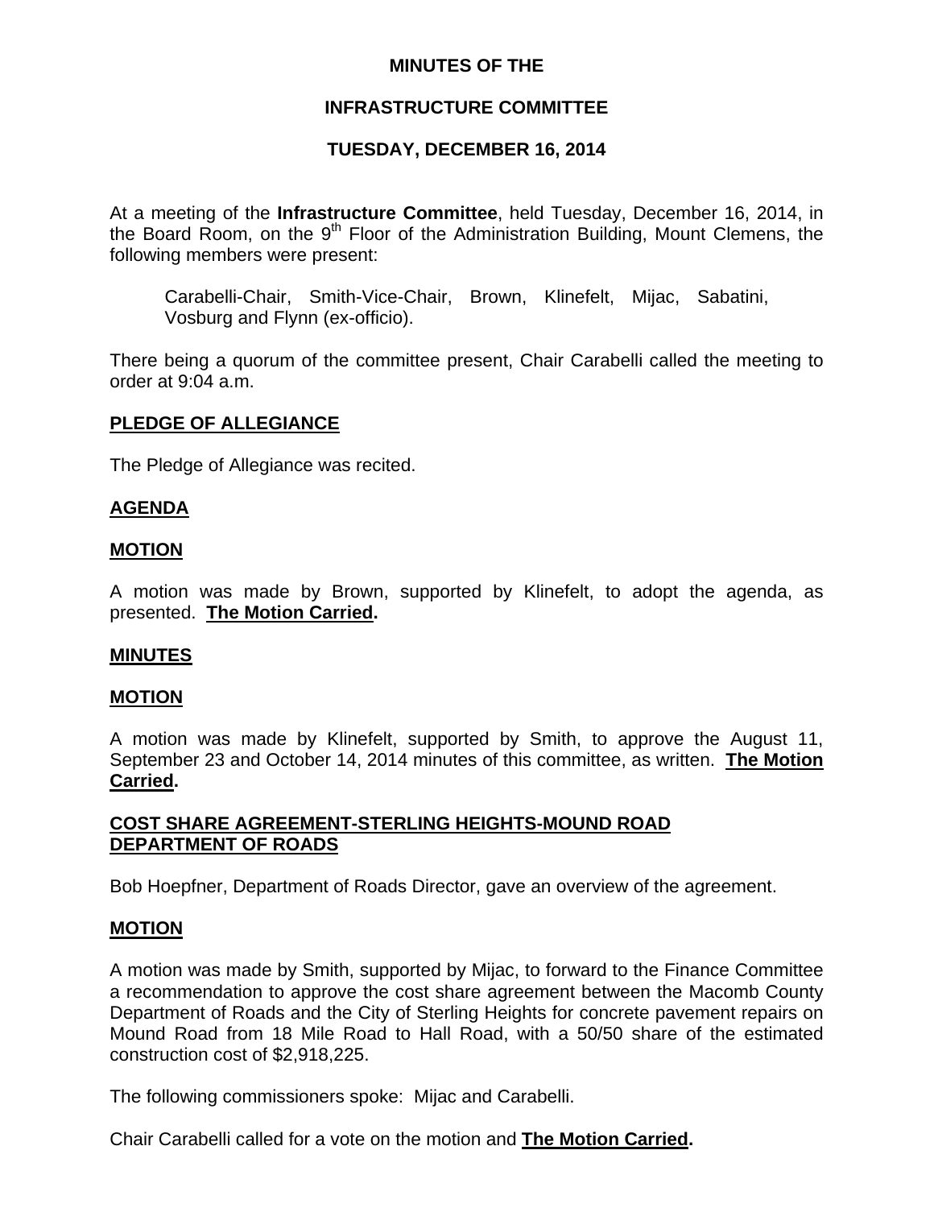# MINUTES OF THE

# INFRASTRUCTURE COMMITTEE

# TUESDAY, DECEMBER 16, 2014

At a meeting of the **Infrastructure Committee**, held Tuesday, December 16, 2014, in the Board Room, on the 9th Floor of the Administration Building, Mount Clemens, the following members were present:

> Carabelli-Chair, Smith-Vice-Chair, Brown, Klinefelt, Mijac, Sabatini, Vosburg and Flynn (ex-officio).

There being a quorum of the committee present, Chair Carabelli called the meeting to order at 9:04 a.m.

## PLEDGE OF ALLEGIANCE

The Pledge of Allegiance was recited.

## AGENDA

## MOTION

A motion was made by Brown, supported by Klinefelt, to adopt the agenda, as presented. **The Motion Carried.**

## MINUTES

## MOTION

A motion was made by Klinefelt, supported by Smith, to approve the August 11, September 23 and October 14, 2014 minutes of this committee, as written. **The Motion Carried.**

## COST SHARE AGREEMENT-STERLING HEIGHTS-MOUND ROAD DEPARTMENT OF ROADS

Bob Hoepfner, Department of Roads Director, gave an overview of the agreement.

## MOTION

A motion was made by Smith, supported by Mijac, to forward to the Finance Committee a recommendation to approve the cost share agreement between the Macomb County Department of Roads and the City of Sterling Heights for concrete pavement repairs on Mound Road from 18 Mile Road to Hall Road, with a 50/50 share of the estimated construction cost of $2,918,225.

The following commissioners spoke: Mijac and Carabelli.

Chair Carabelli called for a vote on the motion and **The Motion Carried.**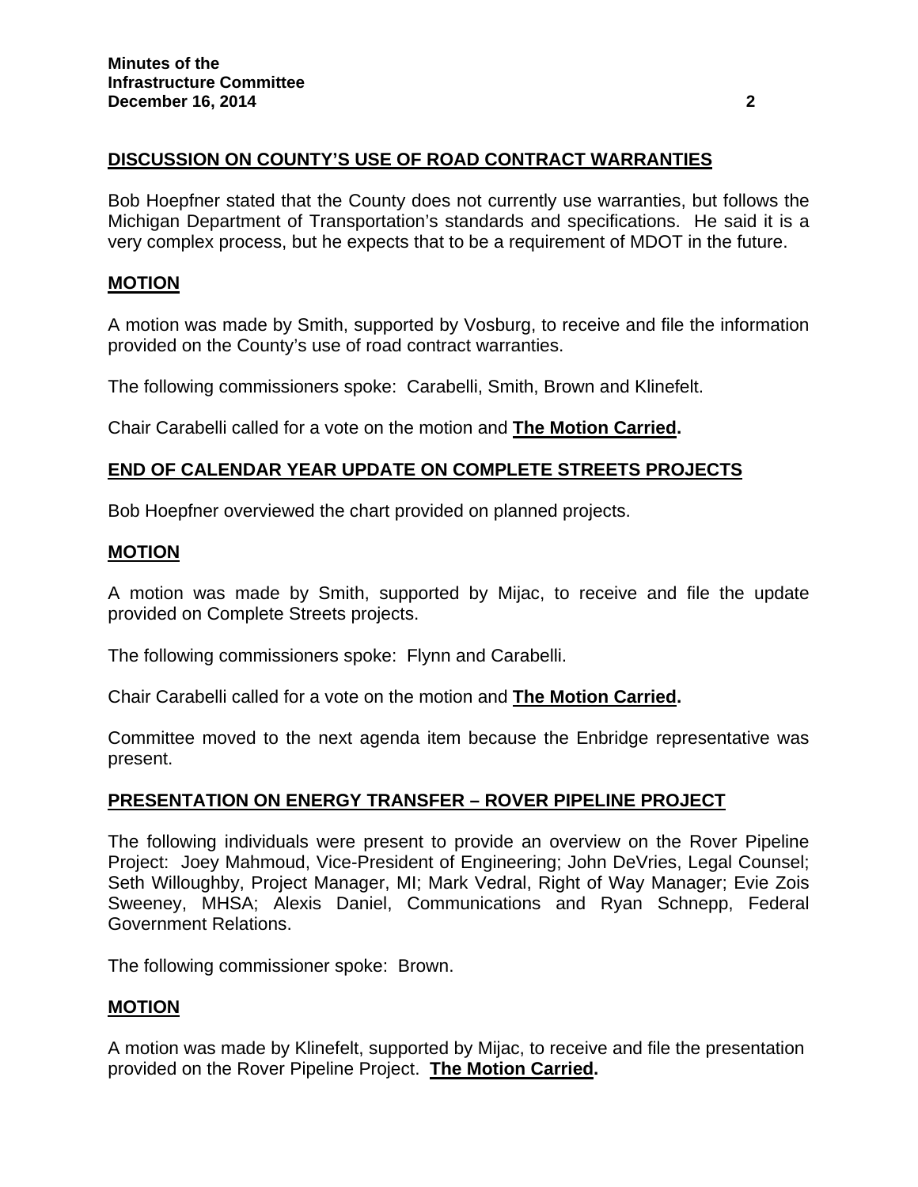## DISCUSSION ON COUNTY'S USE OF ROAD CONTRACT WARRANTIES

Bob Hoepfner stated that the County does not currently use warranties, but follows the Michigan Department of Transportation's standards and specifications. He said it is a very complex process, but he expects that to be a requirement of MDOT in the future.

## MOTION

A motion was made by Smith, supported by Vosburg, to receive and file the information provided on the County's use of road contract warranties.

The following commissioners spoke: Carabelli, Smith, Brown and Klinefelt.

Chair Carabelli called for a vote on the motion and **The Motion Carried.**

## END OF CALENDAR YEAR UPDATE ON COMPLETE STREETS PROJECTS

Bob Hoepfner overviewed the chart provided on planned projects.

## MOTION

A motion was made by Smith, supported by Mijac, to receive and file the update provided on Complete Streets projects.

The following commissioners spoke: Flynn and Carabelli.

Chair Carabelli called for a vote on the motion and **The Motion Carried.**

Committee moved to the next agenda item because the Enbridge representative was present.

## PRESENTATION ON ENERGY TRANSFER – ROVER PIPELINE PROJECT

The following individuals were present to provide an overview on the Rover Pipeline Project: Joey Mahmoud, Vice-President of Engineering; John DeVries, Legal Counsel; Seth Willoughby, Project Manager, MI; Mark Vedral, Right of Way Manager; Evie Zois Sweeney, MHSA; Alexis Daniel, Communications and Ryan Schnepp, Federal Government Relations.

The following commissioner spoke: Brown.

## MOTION

A motion was made by Klinefelt, supported by Mijac, to receive and file the presentation provided on the Rover Pipeline Project. **The Motion Carried.**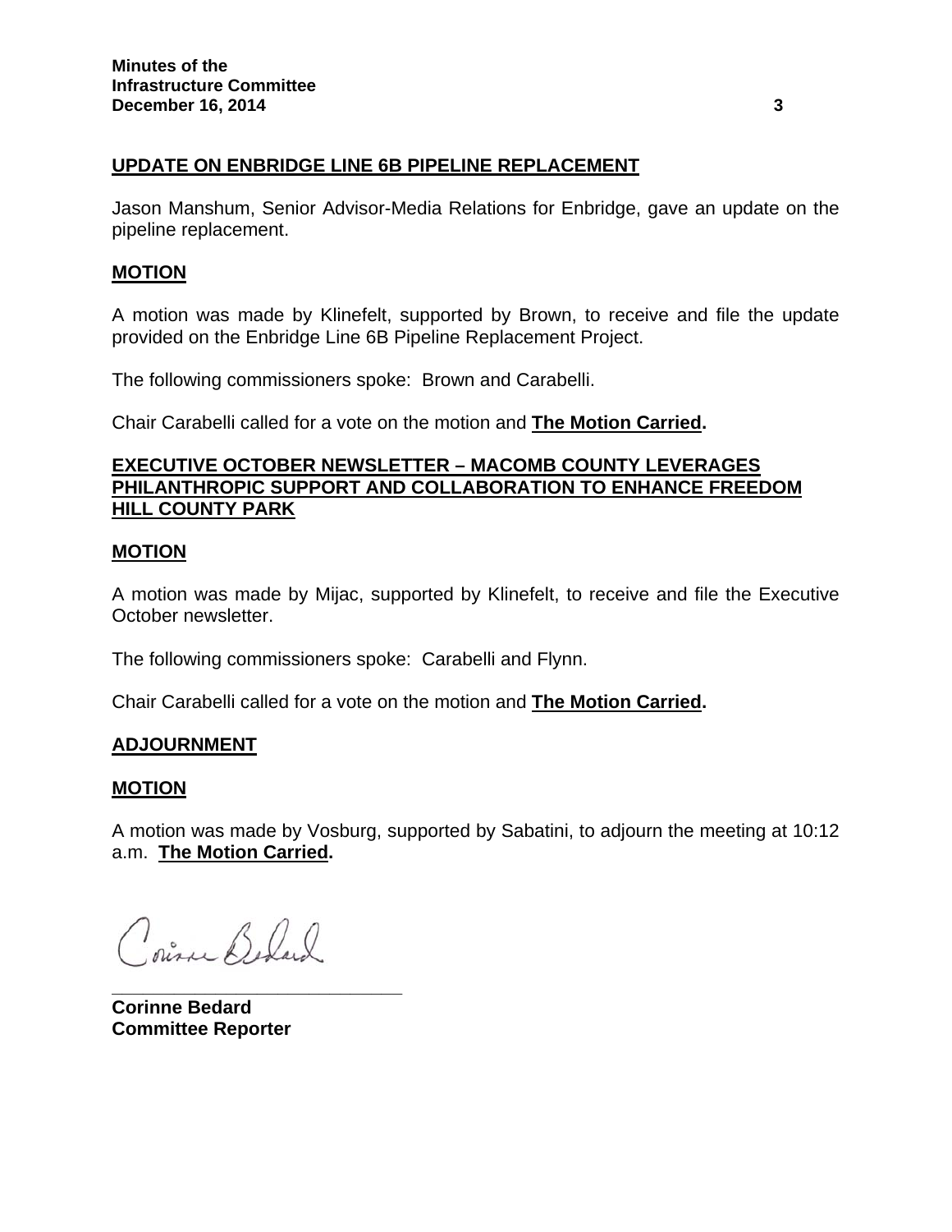## UPDATE ON ENBRIDGE LINE 6B PIPELINE REPLACEMENT

Jason Manshum, Senior Advisor-Media Relations for Enbridge, gave an update on the pipeline replacement.

### MOTION

A motion was made by Klinefelt, supported by Brown, to receive and file the update provided on the Enbridge Line 6B Pipeline Replacement Project.

The following commissioners spoke: Brown and Carabelli.

Chair Carabelli called for a vote on the motion and **The Motion Carried.**

## EXECUTIVE OCTOBER NEWSLETTER – MACOMB COUNTY LEVERAGES PHILANTHROPIC SUPPORT AND COLLABORATION TO ENHANCE FREEDOM HILL COUNTY PARK

### MOTION

A motion was made by Mijac, supported by Klinefelt, to receive and file the Executive October newsletter.

The following commissioners spoke: Carabelli and Flynn.

Chair Carabelli called for a vote on the motion and **The Motion Carried.**

## ADJOURNMENT

### MOTION

A motion was made by Vosburg, supported by Sabatini, to adjourn the meeting at 10:12 a.m. **The Motion Carried.**

\_\_\_\_\_\_\_\_\_\_\_\_\_\_\_\_\_\_\_\_\_\_\_\_\_\_\_\_\_\_

**Corinne Bedard**
**Committee Reporter**